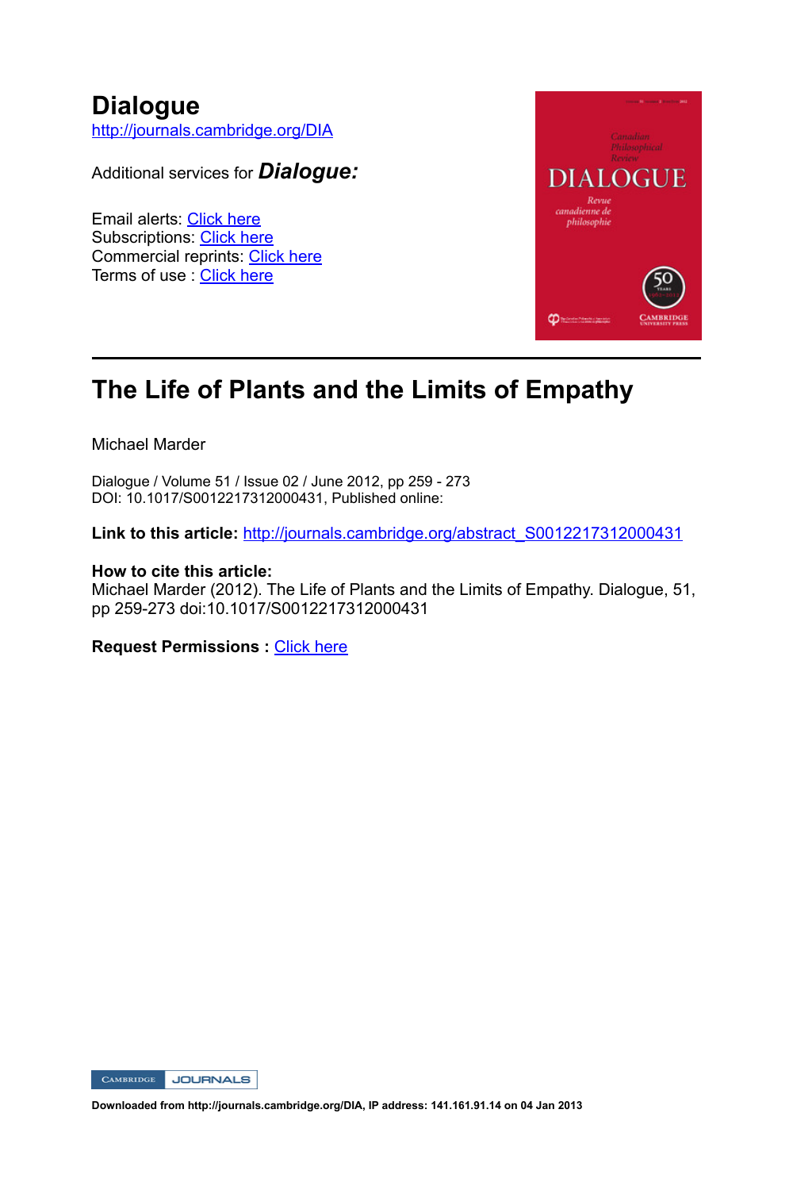# Dialogue

http://journals.cambridge.org/DIA

Additional services for ***Dialogue:***

Email alerts: Click here
Subscriptions: Click here
Commercial reprints: Click here
Terms of use : Click here

---

# The Life of Plants and the Limits of Empathy

Michael Marder

Dialogue / Volume 51 / Issue 02 / June 2012, pp 259 - 273
DOI: 10.1017/S0012217312000431, Published online:

**Link to this article:** http://journals.cambridge.org/abstract_S0012217312000431

**How to cite this article:**
Michael Marder (2012). The Life of Plants and the Limits of Empathy. Dialogue, 51, pp 259-273 doi:10.1017/S0012217312000431

**Request Permissions :** Click here

**Downloaded from http://journals.cambridge.org/DIA, IP address: 141.161.91.14 on 04 Jan 2013**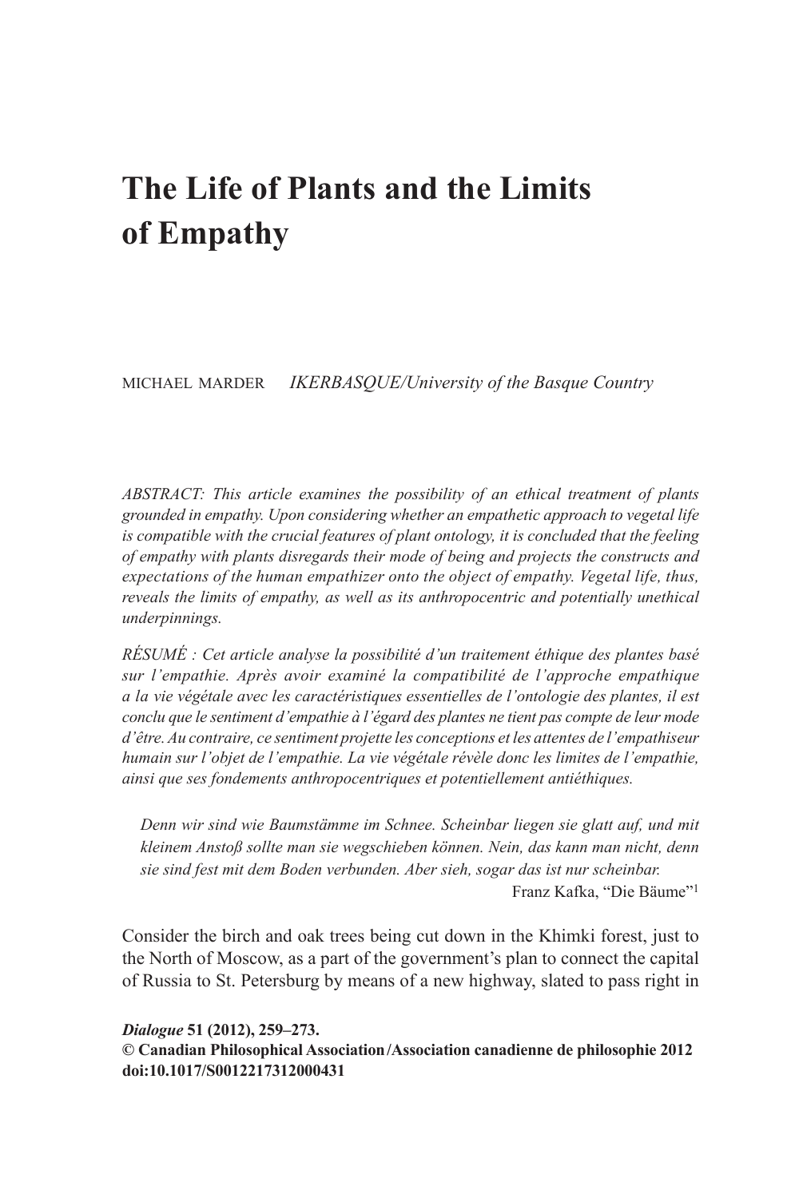# The Life of Plants and the Limits of Empathy

MICHAEL MARDER *IKERBASQUE/University of the Basque Country*

*ABSTRACT: This article examines the possibility of an ethical treatment of plants grounded in empathy. Upon considering whether an empathetic approach to vegetal life is compatible with the crucial features of plant ontology, it is concluded that the feeling of empathy with plants disregards their mode of being and projects the constructs and expectations of the human empathizer onto the object of empathy. Vegetal life, thus, reveals the limits of empathy, as well as its anthropocentric and potentially unethical underpinnings.*

*RÉSUMÉ : Cet article analyse la possibilité d'un traitement éthique des plantes basé sur l'empathie. Après avoir examiné la compatibilité de l'approche empathique a la vie végétale avec les caractéristiques essentielles de l'ontologie des plantes, il est conclu que le sentiment d'empathie à l'égard des plantes ne tient pas compte de leur mode d'être. Au contraire, ce sentiment projette les conceptions et les attentes de l'empathiseur humain sur l'objet de l'empathie. La vie végétale révèle donc les limites de l'empathie, ainsi que ses fondements anthropocentriques et potentiellement antiéthiques.*

> *Denn wir sind wie Baumstämme im Schnee. Scheinbar liegen sie glatt auf, und mit kleinem Anstoß sollte man sie wegschieben können. Nein, das kann man nicht, denn sie sind fest mit dem Boden verbunden. Aber sieh, sogar das ist nur scheinbar.*
>
> Franz Kafka, "Die Bäume"[1]

Consider the birch and oak trees being cut down in the Khimki forest, just to the North of Moscow, as a part of the government's plan to connect the capital of Russia to St. Petersburg by means of a new highway, slated to pass right in

***Dialogue* 51 (2012), 259–273.**
**© Canadian Philosophical Association/Association canadienne de philosophie 2012**
**doi:10.1017/S0012217312000431**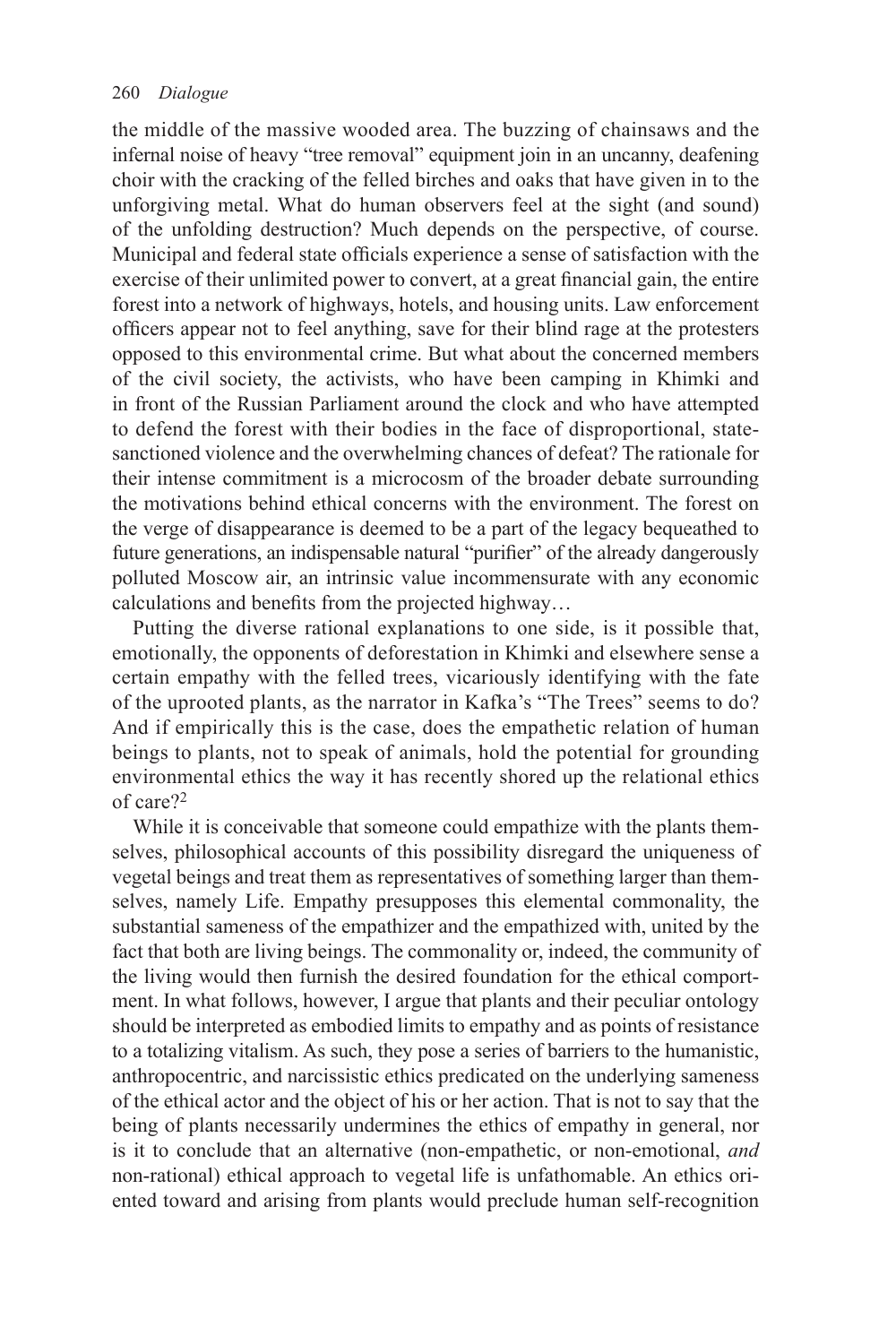the middle of the massive wooded area. The buzzing of chainsaws and the infernal noise of heavy "tree removal" equipment join in an uncanny, deafening choir with the cracking of the felled birches and oaks that have given in to the unforgiving metal. What do human observers feel at the sight (and sound) of the unfolding destruction? Much depends on the perspective, of course. Municipal and federal state officials experience a sense of satisfaction with the exercise of their unlimited power to convert, at a great financial gain, the entire forest into a network of highways, hotels, and housing units. Law enforcement officers appear not to feel anything, save for their blind rage at the protesters opposed to this environmental crime. But what about the concerned members of the civil society, the activists, who have been camping in Khimki and in front of the Russian Parliament around the clock and who have attempted to defend the forest with their bodies in the face of disproportional, state-sanctioned violence and the overwhelming chances of defeat? The rationale for their intense commitment is a microcosm of the broader debate surrounding the motivations behind ethical concerns with the environment. The forest on the verge of disappearance is deemed to be a part of the legacy bequeathed to future generations, an indispensable natural "purifier" of the already dangerously polluted Moscow air, an intrinsic value incommensurate with any economic calculations and benefits from the projected highway…

Putting the diverse rational explanations to one side, is it possible that, emotionally, the opponents of deforestation in Khimki and elsewhere sense a certain empathy with the felled trees, vicariously identifying with the fate of the uprooted plants, as the narrator in Kafka's "The Trees" seems to do? And if empirically this is the case, does the empathetic relation of human beings to plants, not to speak of animals, hold the potential for grounding environmental ethics the way it has recently shored up the relational ethics of care?[2]

While it is conceivable that someone could empathize with the plants themselves, philosophical accounts of this possibility disregard the uniqueness of vegetal beings and treat them as representatives of something larger than themselves, namely Life. Empathy presupposes this elemental commonality, the substantial sameness of the empathizer and the empathized with, united by the fact that both are living beings. The commonality or, indeed, the community of the living would then furnish the desired foundation for the ethical comportment. In what follows, however, I argue that plants and their peculiar ontology should be interpreted as embodied limits to empathy and as points of resistance to a totalizing vitalism. As such, they pose a series of barriers to the humanistic, anthropocentric, and narcissistic ethics predicated on the underlying sameness of the ethical actor and the object of his or her action. That is not to say that the being of plants necessarily undermines the ethics of empathy in general, nor is it to conclude that an alternative (non-empathetic, or non-emotional, *and* non-rational) ethical approach to vegetal life is unfathomable. An ethics oriented toward and arising from plants would preclude human self-recognition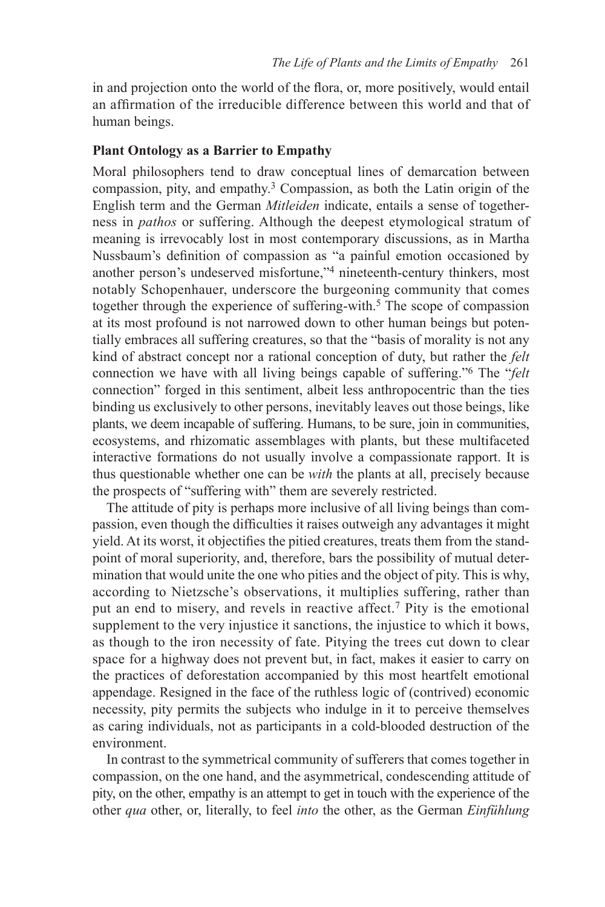in and projection onto the world of the flora, or, more positively, would entail an affirmation of the irreducible difference between this world and that of human beings.

### Plant Ontology as a Barrier to Empathy

Moral philosophers tend to draw conceptual lines of demarcation between compassion, pity, and empathy.[3] Compassion, as both the Latin origin of the English term and the German *Mitleiden* indicate, entails a sense of togetherness in *pathos* or suffering. Although the deepest etymological stratum of meaning is irrevocably lost in most contemporary discussions, as in Martha Nussbaum's definition of compassion as "a painful emotion occasioned by another person's undeserved misfortune,"[4] nineteenth-century thinkers, most notably Schopenhauer, underscore the burgeoning community that comes together through the experience of suffering-with.[5] The scope of compassion at its most profound is not narrowed down to other human beings but potentially embraces all suffering creatures, so that the "basis of morality is not any kind of abstract concept nor a rational conception of duty, but rather the *felt* connection we have with all living beings capable of suffering."[6] The "*felt* connection" forged in this sentiment, albeit less anthropocentric than the ties binding us exclusively to other persons, inevitably leaves out those beings, like plants, we deem incapable of suffering. Humans, to be sure, join in communities, ecosystems, and rhizomatic assemblages with plants, but these multifaceted interactive formations do not usually involve a compassionate rapport. It is thus questionable whether one can be *with* the plants at all, precisely because the prospects of "suffering with" them are severely restricted.

The attitude of pity is perhaps more inclusive of all living beings than compassion, even though the difficulties it raises outweigh any advantages it might yield. At its worst, it objectifies the pitied creatures, treats them from the standpoint of moral superiority, and, therefore, bars the possibility of mutual determination that would unite the one who pities and the object of pity. This is why, according to Nietzsche's observations, it multiplies suffering, rather than put an end to misery, and revels in reactive affect.[7] Pity is the emotional supplement to the very injustice it sanctions, the injustice to which it bows, as though to the iron necessity of fate. Pitying the trees cut down to clear space for a highway does not prevent but, in fact, makes it easier to carry on the practices of deforestation accompanied by this most heartfelt emotional appendage. Resigned in the face of the ruthless logic of (contrived) economic necessity, pity permits the subjects who indulge in it to perceive themselves as caring individuals, not as participants in a cold-blooded destruction of the environment.

In contrast to the symmetrical community of sufferers that comes together in compassion, on the one hand, and the asymmetrical, condescending attitude of pity, on the other, empathy is an attempt to get in touch with the experience of the other *qua* other, or, literally, to feel *into* the other, as the German *Einfühlung*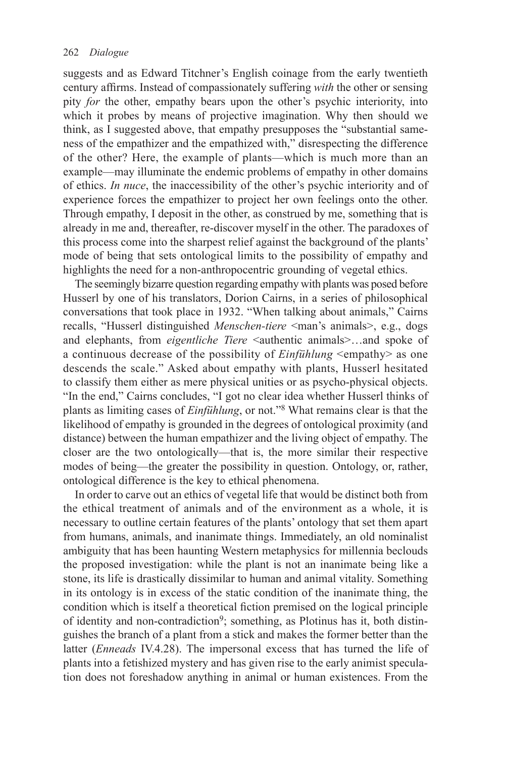suggests and as Edward Titchner's English coinage from the early twentieth century affirms. Instead of compassionately suffering *with* the other or sensing pity *for* the other, empathy bears upon the other's psychic interiority, into which it probes by means of projective imagination. Why then should we think, as I suggested above, that empathy presupposes the "substantial sameness of the empathizer and the empathized with," disrespecting the difference of the other? Here, the example of plants—which is much more than an example—may illuminate the endemic problems of empathy in other domains of ethics. *In nuce*, the inaccessibility of the other's psychic interiority and of experience forces the empathizer to project her own feelings onto the other. Through empathy, I deposit in the other, as construed by me, something that is already in me and, thereafter, re-discover myself in the other. The paradoxes of this process come into the sharpest relief against the background of the plants' mode of being that sets ontological limits to the possibility of empathy and highlights the need for a non-anthropocentric grounding of vegetal ethics.

The seemingly bizarre question regarding empathy with plants was posed before Husserl by one of his translators, Dorion Cairns, in a series of philosophical conversations that took place in 1932. "When talking about animals," Cairns recalls, "Husserl distinguished *Menschen-tiere* <man's animals>, e.g., dogs and elephants, from *eigentliche Tiere* <authentic animals>…and spoke of a continuous decrease of the possibility of *Einfühlung* <empathy> as one descends the scale." Asked about empathy with plants, Husserl hesitated to classify them either as mere physical unities or as psycho-physical objects. "In the end," Cairns concludes, "I got no clear idea whether Husserl thinks of plants as limiting cases of *Einfühlung*, or not."[8] What remains clear is that the likelihood of empathy is grounded in the degrees of ontological proximity (and distance) between the human empathizer and the living object of empathy. The closer are the two ontologically—that is, the more similar their respective modes of being—the greater the possibility in question. Ontology, or, rather, ontological difference is the key to ethical phenomena.

In order to carve out an ethics of vegetal life that would be distinct both from the ethical treatment of animals and of the environment as a whole, it is necessary to outline certain features of the plants' ontology that set them apart from humans, animals, and inanimate things. Immediately, an old nominalist ambiguity that has been haunting Western metaphysics for millennia beclouds the proposed investigation: while the plant is not an inanimate being like a stone, its life is drastically dissimilar to human and animal vitality. Something in its ontology is in excess of the static condition of the inanimate thing, the condition which is itself a theoretical fiction premised on the logical principle of identity and non-contradiction[9]; something, as Plotinus has it, both distinguishes the branch of a plant from a stick and makes the former better than the latter (*Enneads* IV.4.28). The impersonal excess that has turned the life of plants into a fetishized mystery and has given rise to the early animist speculation does not foreshadow anything in animal or human existences. From the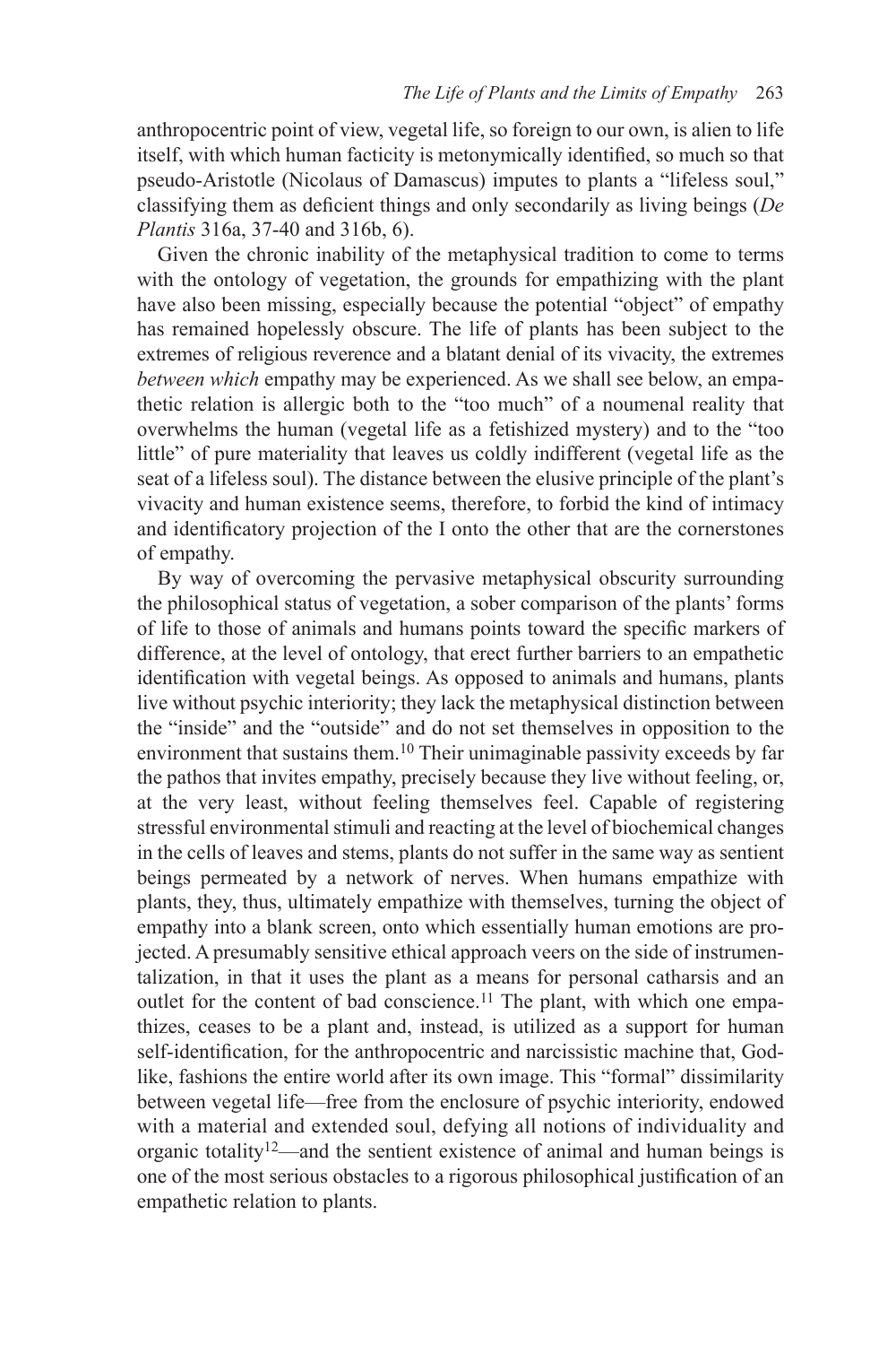anthropocentric point of view, vegetal life, so foreign to our own, is alien to life itself, with which human facticity is metonymically identified, so much so that pseudo-Aristotle (Nicolaus of Damascus) imputes to plants a "lifeless soul," classifying them as deficient things and only secondarily as living beings (*De Plantis* 316a, 37-40 and 316b, 6).

Given the chronic inability of the metaphysical tradition to come to terms with the ontology of vegetation, the grounds for empathizing with the plant have also been missing, especially because the potential "object" of empathy has remained hopelessly obscure. The life of plants has been subject to the extremes of religious reverence and a blatant denial of its vivacity, the extremes *between which* empathy may be experienced. As we shall see below, an empathetic relation is allergic both to the "too much" of a noumenal reality that overwhelms the human (vegetal life as a fetishized mystery) and to the "too little" of pure materiality that leaves us coldly indifferent (vegetal life as the seat of a lifeless soul). The distance between the elusive principle of the plant's vivacity and human existence seems, therefore, to forbid the kind of intimacy and identificatory projection of the I onto the other that are the cornerstones of empathy.

By way of overcoming the pervasive metaphysical obscurity surrounding the philosophical status of vegetation, a sober comparison of the plants' forms of life to those of animals and humans points toward the specific markers of difference, at the level of ontology, that erect further barriers to an empathetic identification with vegetal beings. As opposed to animals and humans, plants live without psychic interiority; they lack the metaphysical distinction between the "inside" and the "outside" and do not set themselves in opposition to the environment that sustains them.[10] Their unimaginable passivity exceeds by far the pathos that invites empathy, precisely because they live without feeling, or, at the very least, without feeling themselves feel. Capable of registering stressful environmental stimuli and reacting at the level of biochemical changes in the cells of leaves and stems, plants do not suffer in the same way as sentient beings permeated by a network of nerves. When humans empathize with plants, they, thus, ultimately empathize with themselves, turning the object of empathy into a blank screen, onto which essentially human emotions are projected. A presumably sensitive ethical approach veers on the side of instrumentalization, in that it uses the plant as a means for personal catharsis and an outlet for the content of bad conscience.[11] The plant, with which one empathizes, ceases to be a plant and, instead, is utilized as a support for human self-identification, for the anthropocentric and narcissistic machine that, God-like, fashions the entire world after its own image. This "formal" dissimilarity between vegetal life—free from the enclosure of psychic interiority, endowed with a material and extended soul, defying all notions of individuality and organic totality[12]—and the sentient existence of animal and human beings is one of the most serious obstacles to a rigorous philosophical justification of an empathetic relation to plants.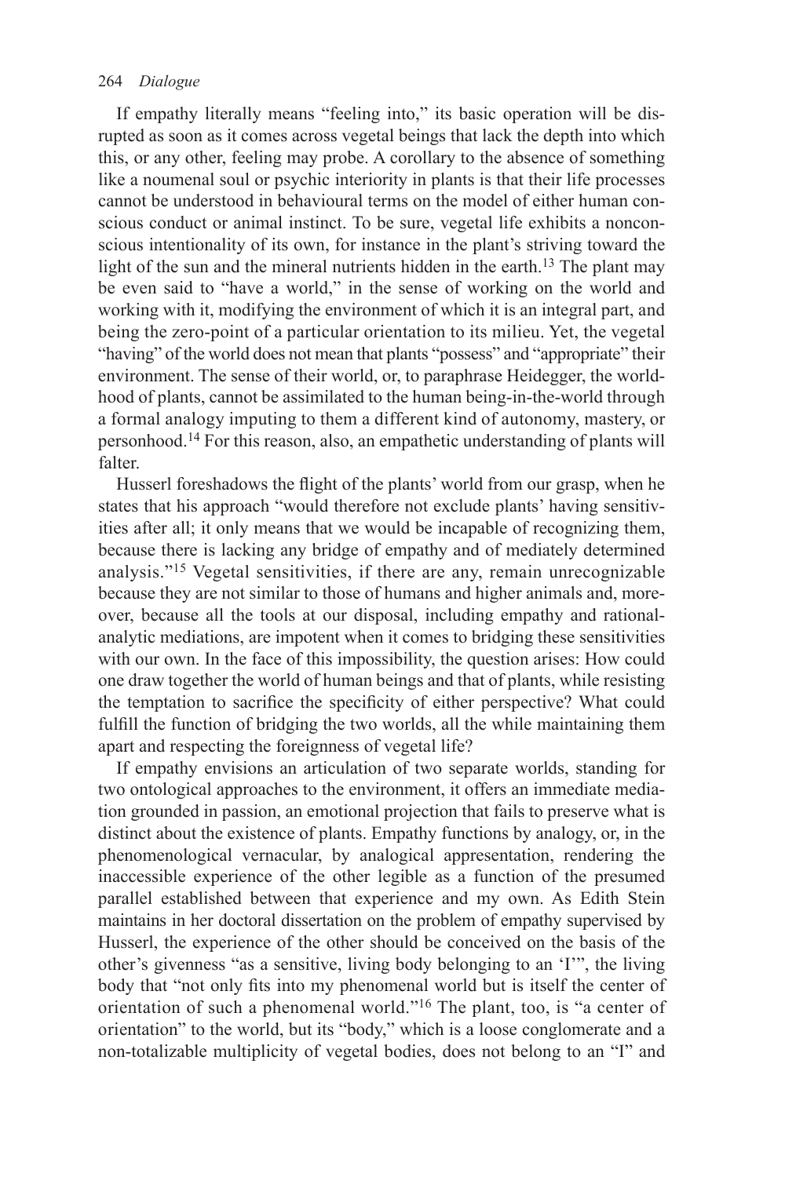If empathy literally means "feeling into," its basic operation will be disrupted as soon as it comes across vegetal beings that lack the depth into which this, or any other, feeling may probe. A corollary to the absence of something like a noumenal soul or psychic interiority in plants is that their life processes cannot be understood in behavioural terms on the model of either human conscious conduct or animal instinct. To be sure, vegetal life exhibits a nonconscious intentionality of its own, for instance in the plant's striving toward the light of the sun and the mineral nutrients hidden in the earth.[13] The plant may be even said to "have a world," in the sense of working on the world and working with it, modifying the environment of which it is an integral part, and being the zero-point of a particular orientation to its milieu. Yet, the vegetal "having" of the world does not mean that plants "possess" and "appropriate" their environment. The sense of their world, or, to paraphrase Heidegger, the worldhood of plants, cannot be assimilated to the human being-in-the-world through a formal analogy imputing to them a different kind of autonomy, mastery, or personhood.[14] For this reason, also, an empathetic understanding of plants will falter.

Husserl foreshadows the flight of the plants' world from our grasp, when he states that his approach "would therefore not exclude plants' having sensitivities after all; it only means that we would be incapable of recognizing them, because there is lacking any bridge of empathy and of mediately determined analysis."[15] Vegetal sensitivities, if there are any, remain unrecognizable because they are not similar to those of humans and higher animals and, moreover, because all the tools at our disposal, including empathy and rational-analytic mediations, are impotent when it comes to bridging these sensitivities with our own. In the face of this impossibility, the question arises: How could one draw together the world of human beings and that of plants, while resisting the temptation to sacrifice the specificity of either perspective? What could fulfill the function of bridging the two worlds, all the while maintaining them apart and respecting the foreignness of vegetal life?

If empathy envisions an articulation of two separate worlds, standing for two ontological approaches to the environment, it offers an immediate mediation grounded in passion, an emotional projection that fails to preserve what is distinct about the existence of plants. Empathy functions by analogy, or, in the phenomenological vernacular, by analogical appresentation, rendering the inaccessible experience of the other legible as a function of the presumed parallel established between that experience and my own. As Edith Stein maintains in her doctoral dissertation on the problem of empathy supervised by Husserl, the experience of the other should be conceived on the basis of the other's givenness "as a sensitive, living body belonging to an 'I'", the living body that "not only fits into my phenomenal world but is itself the center of orientation of such a phenomenal world."[16] The plant, too, is "a center of orientation" to the world, but its "body," which is a loose conglomerate and a non-totalizable multiplicity of vegetal bodies, does not belong to an "I" and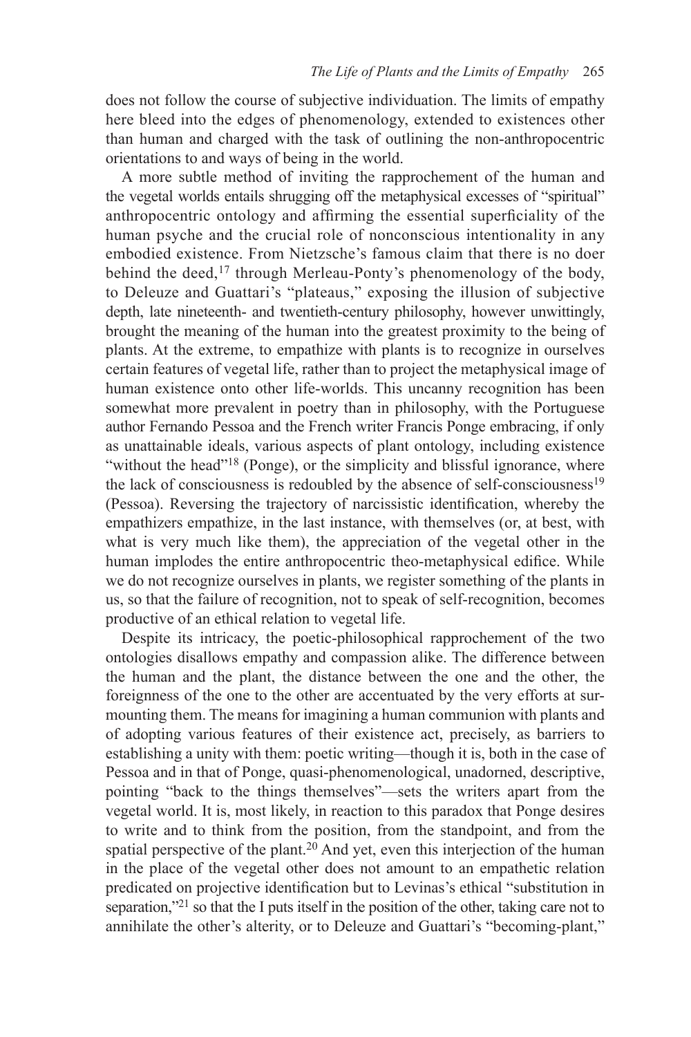does not follow the course of subjective individuation. The limits of empathy here bleed into the edges of phenomenology, extended to existences other than human and charged with the task of outlining the non-anthropocentric orientations to and ways of being in the world.

A more subtle method of inviting the rapprochement of the human and the vegetal worlds entails shrugging off the metaphysical excesses of "spiritual" anthropocentric ontology and affirming the essential superficiality of the human psyche and the crucial role of nonconscious intentionality in any embodied existence. From Nietzsche's famous claim that there is no doer behind the deed,[17] through Merleau-Ponty's phenomenology of the body, to Deleuze and Guattari's "plateaus," exposing the illusion of subjective depth, late nineteenth- and twentieth-century philosophy, however unwittingly, brought the meaning of the human into the greatest proximity to the being of plants. At the extreme, to empathize with plants is to recognize in ourselves certain features of vegetal life, rather than to project the metaphysical image of human existence onto other life-worlds. This uncanny recognition has been somewhat more prevalent in poetry than in philosophy, with the Portuguese author Fernando Pessoa and the French writer Francis Ponge embracing, if only as unattainable ideals, various aspects of plant ontology, including existence "without the head"[18] (Ponge), or the simplicity and blissful ignorance, where the lack of consciousness is redoubled by the absence of self-consciousness[19] (Pessoa). Reversing the trajectory of narcissistic identification, whereby the empathizers empathize, in the last instance, with themselves (or, at best, with what is very much like them), the appreciation of the vegetal other in the human implodes the entire anthropocentric theo-metaphysical edifice. While we do not recognize ourselves in plants, we register something of the plants in us, so that the failure of recognition, not to speak of self-recognition, becomes productive of an ethical relation to vegetal life.

Despite its intricacy, the poetic-philosophical rapprochement of the two ontologies disallows empathy and compassion alike. The difference between the human and the plant, the distance between the one and the other, the foreignness of the one to the other are accentuated by the very efforts at surmounting them. The means for imagining a human communion with plants and of adopting various features of their existence act, precisely, as barriers to establishing a unity with them: poetic writing—though it is, both in the case of Pessoa and in that of Ponge, quasi-phenomenological, unadorned, descriptive, pointing "back to the things themselves"—sets the writers apart from the vegetal world. It is, most likely, in reaction to this paradox that Ponge desires to write and to think from the position, from the standpoint, and from the spatial perspective of the plant.[20] And yet, even this interjection of the human in the place of the vegetal other does not amount to an empathetic relation predicated on projective identification but to Levinas's ethical "substitution in separation,"[21] so that the I puts itself in the position of the other, taking care not to annihilate the other's alterity, or to Deleuze and Guattari's "becoming-plant,"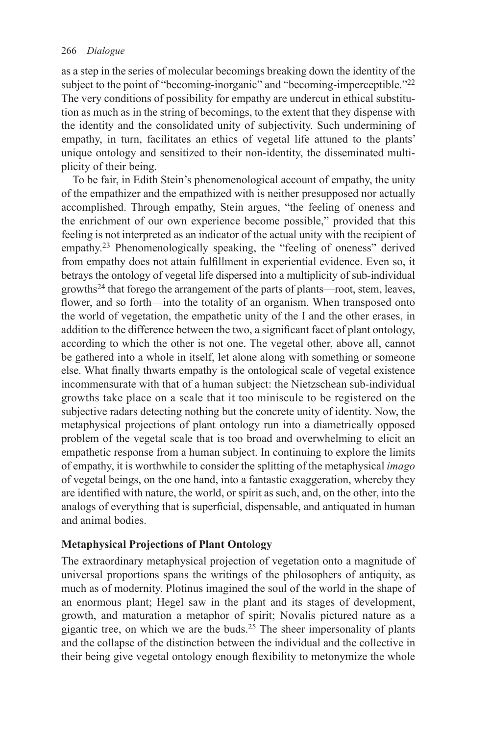as a step in the series of molecular becomings breaking down the identity of the subject to the point of "becoming-inorganic" and "becoming-imperceptible."[22] The very conditions of possibility for empathy are undercut in ethical substitution as much as in the string of becomings, to the extent that they dispense with the identity and the consolidated unity of subjectivity. Such undermining of empathy, in turn, facilitates an ethics of vegetal life attuned to the plants' unique ontology and sensitized to their non-identity, the disseminated multiplicity of their being.

To be fair, in Edith Stein's phenomenological account of empathy, the unity of the empathizer and the empathized with is neither presupposed nor actually accomplished. Through empathy, Stein argues, "the feeling of oneness and the enrichment of our own experience become possible," provided that this feeling is not interpreted as an indicator of the actual unity with the recipient of empathy.[23] Phenomenologically speaking, the "feeling of oneness" derived from empathy does not attain fulfillment in experiential evidence. Even so, it betrays the ontology of vegetal life dispersed into a multiplicity of sub-individual growths[24] that forego the arrangement of the parts of plants—root, stem, leaves, flower, and so forth—into the totality of an organism. When transposed onto the world of vegetation, the empathetic unity of the I and the other erases, in addition to the difference between the two, a significant facet of plant ontology, according to which the other is not one. The vegetal other, above all, cannot be gathered into a whole in itself, let alone along with something or someone else. What finally thwarts empathy is the ontological scale of vegetal existence incommensurate with that of a human subject: the Nietzschean sub-individual growths take place on a scale that it too miniscule to be registered on the subjective radars detecting nothing but the concrete unity of identity. Now, the metaphysical projections of plant ontology run into a diametrically opposed problem of the vegetal scale that is too broad and overwhelming to elicit an empathetic response from a human subject. In continuing to explore the limits of empathy, it is worthwhile to consider the splitting of the metaphysical *imago* of vegetal beings, on the one hand, into a fantastic exaggeration, whereby they are identified with nature, the world, or spirit as such, and, on the other, into the analogs of everything that is superficial, dispensable, and antiquated in human and animal bodies.

## Metaphysical Projections of Plant Ontology

The extraordinary metaphysical projection of vegetation onto a magnitude of universal proportions spans the writings of the philosophers of antiquity, as much as of modernity. Plotinus imagined the soul of the world in the shape of an enormous plant; Hegel saw in the plant and its stages of development, growth, and maturation a metaphor of spirit; Novalis pictured nature as a gigantic tree, on which we are the buds.[25] The sheer impersonality of plants and the collapse of the distinction between the individual and the collective in their being give vegetal ontology enough flexibility to metonymize the whole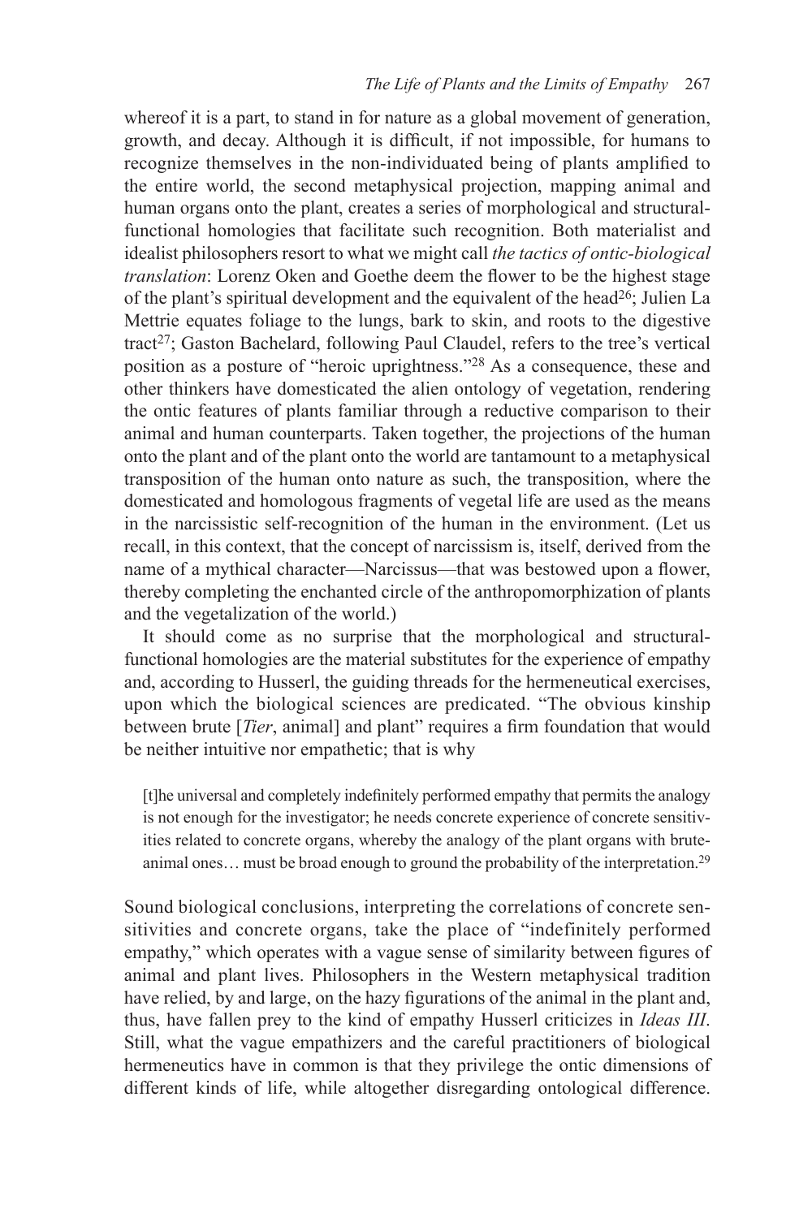whereof it is a part, to stand in for nature as a global movement of generation, growth, and decay. Although it is difficult, if not impossible, for humans to recognize themselves in the non-individuated being of plants amplified to the entire world, the second metaphysical projection, mapping animal and human organs onto the plant, creates a series of morphological and structural-functional homologies that facilitate such recognition. Both materialist and idealist philosophers resort to what we might call *the tactics of ontic-biological translation*: Lorenz Oken and Goethe deem the flower to be the highest stage of the plant's spiritual development and the equivalent of the head[26]; Julien La Mettrie equates foliage to the lungs, bark to skin, and roots to the digestive tract[27]; Gaston Bachelard, following Paul Claudel, refers to the tree's vertical position as a posture of "heroic uprightness."[28] As a consequence, these and other thinkers have domesticated the alien ontology of vegetation, rendering the ontic features of plants familiar through a reductive comparison to their animal and human counterparts. Taken together, the projections of the human onto the plant and of the plant onto the world are tantamount to a metaphysical transposition of the human onto nature as such, the transposition, where the domesticated and homologous fragments of vegetal life are used as the means in the narcissistic self-recognition of the human in the environment. (Let us recall, in this context, that the concept of narcissism is, itself, derived from the name of a mythical character—Narcissus—that was bestowed upon a flower, thereby completing the enchanted circle of the anthropomorphization of plants and the vegetalization of the world.)

It should come as no surprise that the morphological and structural-functional homologies are the material substitutes for the experience of empathy and, according to Husserl, the guiding threads for the hermeneutical exercises, upon which the biological sciences are predicated. "The obvious kinship between brute [*Tier*, animal] and plant" requires a firm foundation that would be neither intuitive nor empathetic; that is why

> [t]he universal and completely indefinitely performed empathy that permits the analogy is not enough for the investigator; he needs concrete experience of concrete sensitivities related to concrete organs, whereby the analogy of the plant organs with brute-animal ones… must be broad enough to ground the probability of the interpretation.[29]

Sound biological conclusions, interpreting the correlations of concrete sensitivities and concrete organs, take the place of "indefinitely performed empathy," which operates with a vague sense of similarity between figures of animal and plant lives. Philosophers in the Western metaphysical tradition have relied, by and large, on the hazy figurations of the animal in the plant and, thus, have fallen prey to the kind of empathy Husserl criticizes in *Ideas III*. Still, what the vague empathizers and the careful practitioners of biological hermeneutics have in common is that they privilege the ontic dimensions of different kinds of life, while altogether disregarding ontological difference.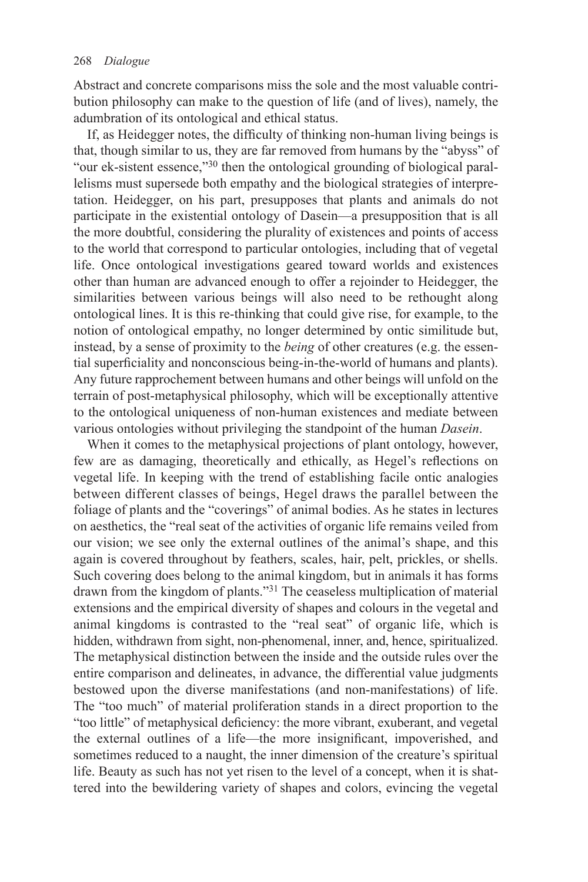Abstract and concrete comparisons miss the sole and the most valuable contribution philosophy can make to the question of life (and of lives), namely, the adumbration of its ontological and ethical status.

If, as Heidegger notes, the difficulty of thinking non-human living beings is that, though similar to us, they are far removed from humans by the "abyss" of "our ek-sistent essence,"[30] then the ontological grounding of biological parallelisms must supersede both empathy and the biological strategies of interpretation. Heidegger, on his part, presupposes that plants and animals do not participate in the existential ontology of Dasein—a presupposition that is all the more doubtful, considering the plurality of existences and points of access to the world that correspond to particular ontologies, including that of vegetal life. Once ontological investigations geared toward worlds and existences other than human are advanced enough to offer a rejoinder to Heidegger, the similarities between various beings will also need to be rethought along ontological lines. It is this re-thinking that could give rise, for example, to the notion of ontological empathy, no longer determined by ontic similitude but, instead, by a sense of proximity to the *being* of other creatures (e.g. the essential superficiality and nonconscious being-in-the-world of humans and plants). Any future rapprochement between humans and other beings will unfold on the terrain of post-metaphysical philosophy, which will be exceptionally attentive to the ontological uniqueness of non-human existences and mediate between various ontologies without privileging the standpoint of the human *Dasein*.

When it comes to the metaphysical projections of plant ontology, however, few are as damaging, theoretically and ethically, as Hegel's reflections on vegetal life. In keeping with the trend of establishing facile ontic analogies between different classes of beings, Hegel draws the parallel between the foliage of plants and the "coverings" of animal bodies. As he states in lectures on aesthetics, the "real seat of the activities of organic life remains veiled from our vision; we see only the external outlines of the animal's shape, and this again is covered throughout by feathers, scales, hair, pelt, prickles, or shells. Such covering does belong to the animal kingdom, but in animals it has forms drawn from the kingdom of plants."[31] The ceaseless multiplication of material extensions and the empirical diversity of shapes and colours in the vegetal and animal kingdoms is contrasted to the "real seat" of organic life, which is hidden, withdrawn from sight, non-phenomenal, inner, and, hence, spiritualized. The metaphysical distinction between the inside and the outside rules over the entire comparison and delineates, in advance, the differential value judgments bestowed upon the diverse manifestations (and non-manifestations) of life. The "too much" of material proliferation stands in a direct proportion to the "too little" of metaphysical deficiency: the more vibrant, exuberant, and vegetal the external outlines of a life—the more insignificant, impoverished, and sometimes reduced to a naught, the inner dimension of the creature's spiritual life. Beauty as such has not yet risen to the level of a concept, when it is shattered into the bewildering variety of shapes and colors, evincing the vegetal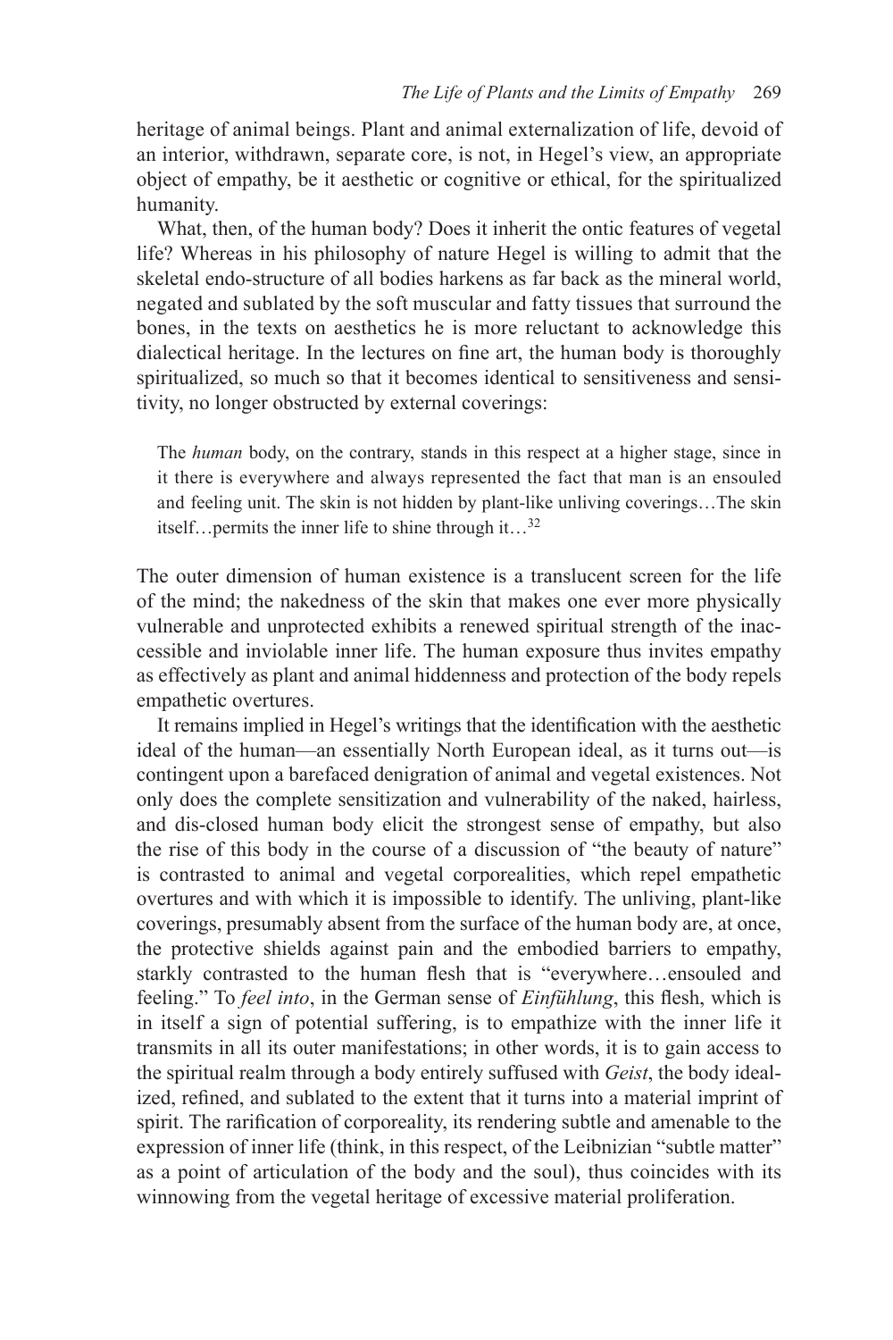heritage of animal beings. Plant and animal externalization of life, devoid of an interior, withdrawn, separate core, is not, in Hegel's view, an appropriate object of empathy, be it aesthetic or cognitive or ethical, for the spiritualized humanity.

What, then, of the human body? Does it inherit the ontic features of vegetal life? Whereas in his philosophy of nature Hegel is willing to admit that the skeletal endo-structure of all bodies harkens as far back as the mineral world, negated and sublated by the soft muscular and fatty tissues that surround the bones, in the texts on aesthetics he is more reluctant to acknowledge this dialectical heritage. In the lectures on fine art, the human body is thoroughly spiritualized, so much so that it becomes identical to sensitiveness and sensitivity, no longer obstructed by external coverings:

> The *human* body, on the contrary, stands in this respect at a higher stage, since in it there is everywhere and always represented the fact that man is an ensouled and feeling unit. The skin is not hidden by plant-like unliving coverings…The skin itself…permits the inner life to shine through it…[32]

The outer dimension of human existence is a translucent screen for the life of the mind; the nakedness of the skin that makes one ever more physically vulnerable and unprotected exhibits a renewed spiritual strength of the inaccessible and inviolable inner life. The human exposure thus invites empathy as effectively as plant and animal hiddenness and protection of the body repels empathetic overtures.

It remains implied in Hegel's writings that the identification with the aesthetic ideal of the human—an essentially North European ideal, as it turns out—is contingent upon a barefaced denigration of animal and vegetal existences. Not only does the complete sensitization and vulnerability of the naked, hairless, and dis-closed human body elicit the strongest sense of empathy, but also the rise of this body in the course of a discussion of "the beauty of nature" is contrasted to animal and vegetal corporealities, which repel empathetic overtures and with which it is impossible to identify. The unliving, plant-like coverings, presumably absent from the surface of the human body are, at once, the protective shields against pain and the embodied barriers to empathy, starkly contrasted to the human flesh that is "everywhere…ensouled and feeling." To *feel into*, in the German sense of *Einfühlung*, this flesh, which is in itself a sign of potential suffering, is to empathize with the inner life it transmits in all its outer manifestations; in other words, it is to gain access to the spiritual realm through a body entirely suffused with *Geist*, the body idealized, refined, and sublated to the extent that it turns into a material imprint of spirit. The rarification of corporeality, its rendering subtle and amenable to the expression of inner life (think, in this respect, of the Leibnizian "subtle matter" as a point of articulation of the body and the soul), thus coincides with its winnowing from the vegetal heritage of excessive material proliferation.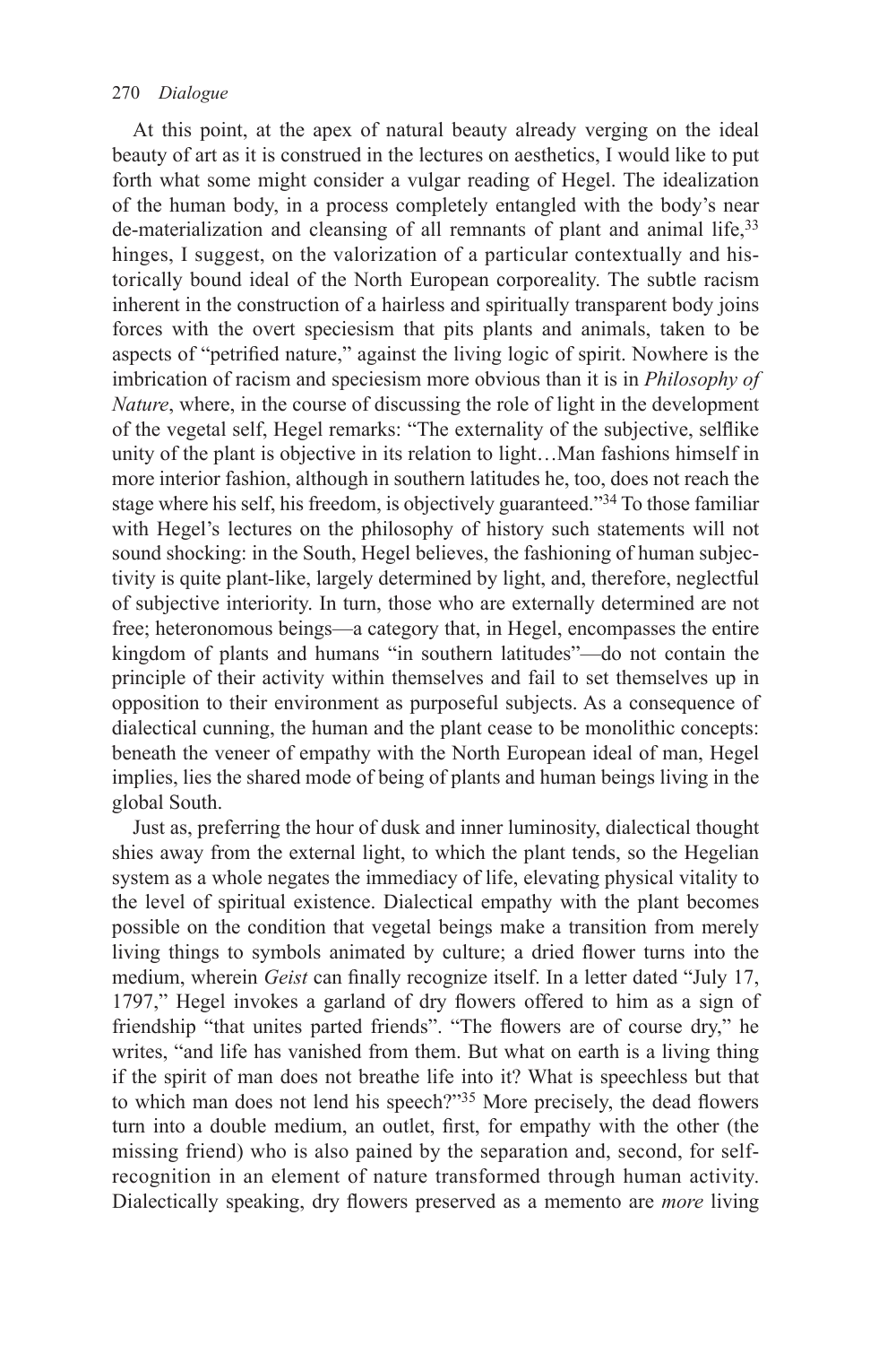At this point, at the apex of natural beauty already verging on the ideal beauty of art as it is construed in the lectures on aesthetics, I would like to put forth what some might consider a vulgar reading of Hegel. The idealization of the human body, in a process completely entangled with the body's near de-materialization and cleansing of all remnants of plant and animal life,[33] hinges, I suggest, on the valorization of a particular contextually and historically bound ideal of the North European corporeality. The subtle racism inherent in the construction of a hairless and spiritually transparent body joins forces with the overt speciesism that pits plants and animals, taken to be aspects of "petrified nature," against the living logic of spirit. Nowhere is the imbrication of racism and speciesism more obvious than it is in *Philosophy of Nature*, where, in the course of discussing the role of light in the development of the vegetal self, Hegel remarks: "The externality of the subjective, selflike unity of the plant is objective in its relation to light…Man fashions himself in more interior fashion, although in southern latitudes he, too, does not reach the stage where his self, his freedom, is objectively guaranteed."[34] To those familiar with Hegel's lectures on the philosophy of history such statements will not sound shocking: in the South, Hegel believes, the fashioning of human subjectivity is quite plant-like, largely determined by light, and, therefore, neglectful of subjective interiority. In turn, those who are externally determined are not free; heteronomous beings—a category that, in Hegel, encompasses the entire kingdom of plants and humans "in southern latitudes"—do not contain the principle of their activity within themselves and fail to set themselves up in opposition to their environment as purposeful subjects. As a consequence of dialectical cunning, the human and the plant cease to be monolithic concepts: beneath the veneer of empathy with the North European ideal of man, Hegel implies, lies the shared mode of being of plants and human beings living in the global South.

Just as, preferring the hour of dusk and inner luminosity, dialectical thought shies away from the external light, to which the plant tends, so the Hegelian system as a whole negates the immediacy of life, elevating physical vitality to the level of spiritual existence. Dialectical empathy with the plant becomes possible on the condition that vegetal beings make a transition from merely living things to symbols animated by culture; a dried flower turns into the medium, wherein *Geist* can finally recognize itself. In a letter dated "July 17, 1797," Hegel invokes a garland of dry flowers offered to him as a sign of friendship "that unites parted friends". "The flowers are of course dry," he writes, "and life has vanished from them. But what on earth is a living thing if the spirit of man does not breathe life into it? What is speechless but that to which man does not lend his speech?"[35] More precisely, the dead flowers turn into a double medium, an outlet, first, for empathy with the other (the missing friend) who is also pained by the separation and, second, for self-recognition in an element of nature transformed through human activity. Dialectically speaking, dry flowers preserved as a memento are *more* living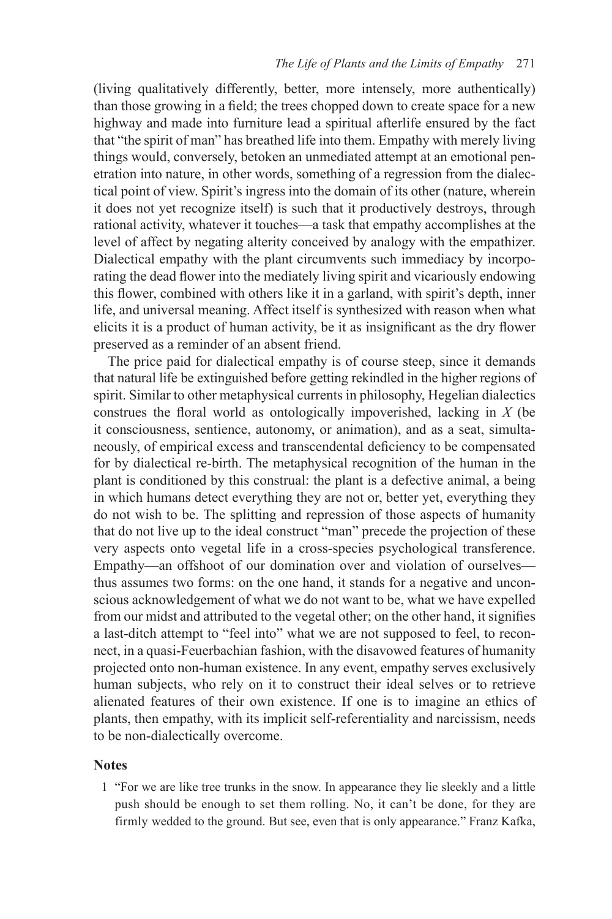(living qualitatively differently, better, more intensely, more authentically) than those growing in a field; the trees chopped down to create space for a new highway and made into furniture lead a spiritual afterlife ensured by the fact that "the spirit of man" has breathed life into them. Empathy with merely living things would, conversely, betoken an unmediated attempt at an emotional penetration into nature, in other words, something of a regression from the dialectical point of view. Spirit's ingress into the domain of its other (nature, wherein it does not yet recognize itself) is such that it productively destroys, through rational activity, whatever it touches—a task that empathy accomplishes at the level of affect by negating alterity conceived by analogy with the empathizer. Dialectical empathy with the plant circumvents such immediacy by incorporating the dead flower into the mediately living spirit and vicariously endowing this flower, combined with others like it in a garland, with spirit's depth, inner life, and universal meaning. Affect itself is synthesized with reason when what elicits it is a product of human activity, be it as insignificant as the dry flower preserved as a reminder of an absent friend.

The price paid for dialectical empathy is of course steep, since it demands that natural life be extinguished before getting rekindled in the higher regions of spirit. Similar to other metaphysical currents in philosophy, Hegelian dialectics construes the floral world as ontologically impoverished, lacking in *X* (be it consciousness, sentience, autonomy, or animation), and as a seat, simultaneously, of empirical excess and transcendental deficiency to be compensated for by dialectical re-birth. The metaphysical recognition of the human in the plant is conditioned by this construal: the plant is a defective animal, a being in which humans detect everything they are not or, better yet, everything they do not wish to be. The splitting and repression of those aspects of humanity that do not live up to the ideal construct "man" precede the projection of these very aspects onto vegetal life in a cross-species psychological transference. Empathy—an offshoot of our domination over and violation of ourselves—thus assumes two forms: on the one hand, it stands for a negative and unconscious acknowledgement of what we do not want to be, what we have expelled from our midst and attributed to the vegetal other; on the other hand, it signifies a last-ditch attempt to "feel into" what we are not supposed to feel, to reconnect, in a quasi-Feuerbachian fashion, with the disavowed features of humanity projected onto non-human existence. In any event, empathy serves exclusively human subjects, who rely on it to construct their ideal selves or to retrieve alienated features of their own existence. If one is to imagine an ethics of plants, then empathy, with its implicit self-referentiality and narcissism, needs to be non-dialectically overcome.

## Notes

1 "For we are like tree trunks in the snow. In appearance they lie sleekly and a little push should be enough to set them rolling. No, it can't be done, for they are firmly wedded to the ground. But see, even that is only appearance." Franz Kafka,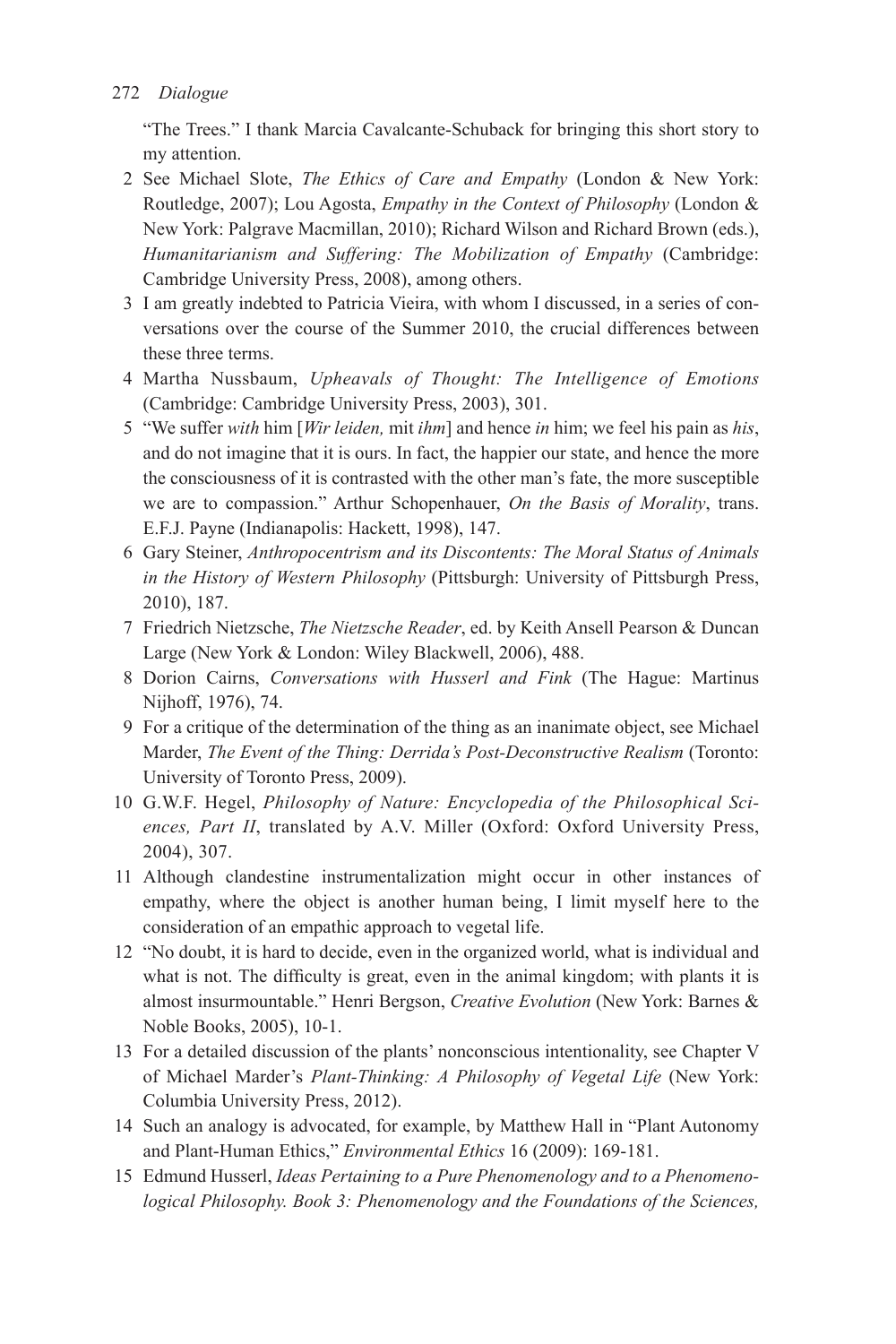"The Trees." I thank Marcia Cavalcante-Schuback for bringing this short story to my attention.

2 See Michael Slote, *The Ethics of Care and Empathy* (London & New York: Routledge, 2007); Lou Agosta, *Empathy in the Context of Philosophy* (London & New York: Palgrave Macmillan, 2010); Richard Wilson and Richard Brown (eds.), *Humanitarianism and Suffering: The Mobilization of Empathy* (Cambridge: Cambridge University Press, 2008), among others.

3 I am greatly indebted to Patricia Vieira, with whom I discussed, in a series of conversations over the course of the Summer 2010, the crucial differences between these three terms.

4 Martha Nussbaum, *Upheavals of Thought: The Intelligence of Emotions* (Cambridge: Cambridge University Press, 2003), 301.

5 "We suffer *with* him [*Wir leiden,* mit *ihm*] and hence *in* him; we feel his pain as *his*, and do not imagine that it is ours. In fact, the happier our state, and hence the more the consciousness of it is contrasted with the other man's fate, the more susceptible we are to compassion." Arthur Schopenhauer, *On the Basis of Morality*, trans. E.F.J. Payne (Indianapolis: Hackett, 1998), 147.

6 Gary Steiner, *Anthropocentrism and its Discontents: The Moral Status of Animals in the History of Western Philosophy* (Pittsburgh: University of Pittsburgh Press, 2010), 187.

7 Friedrich Nietzsche, *The Nietzsche Reader*, ed. by Keith Ansell Pearson & Duncan Large (New York & London: Wiley Blackwell, 2006), 488.

8 Dorion Cairns, *Conversations with Husserl and Fink* (The Hague: Martinus Nijhoff, 1976), 74.

9 For a critique of the determination of the thing as an inanimate object, see Michael Marder, *The Event of the Thing: Derrida's Post-Deconstructive Realism* (Toronto: University of Toronto Press, 2009).

10 G.W.F. Hegel, *Philosophy of Nature: Encyclopedia of the Philosophical Sciences, Part II*, translated by A.V. Miller (Oxford: Oxford University Press, 2004), 307.

11 Although clandestine instrumentalization might occur in other instances of empathy, where the object is another human being, I limit myself here to the consideration of an empathic approach to vegetal life.

12 "No doubt, it is hard to decide, even in the organized world, what is individual and what is not. The difficulty is great, even in the animal kingdom; with plants it is almost insurmountable." Henri Bergson, *Creative Evolution* (New York: Barnes & Noble Books, 2005), 10-1.

13 For a detailed discussion of the plants' nonconscious intentionality, see Chapter V of Michael Marder's *Plant-Thinking: A Philosophy of Vegetal Life* (New York: Columbia University Press, 2012).

14 Such an analogy is advocated, for example, by Matthew Hall in "Plant Autonomy and Plant-Human Ethics," *Environmental Ethics* 16 (2009): 169-181.

15 Edmund Husserl, *Ideas Pertaining to a Pure Phenomenology and to a Phenomenological Philosophy. Book 3: Phenomenology and the Foundations of the Sciences,*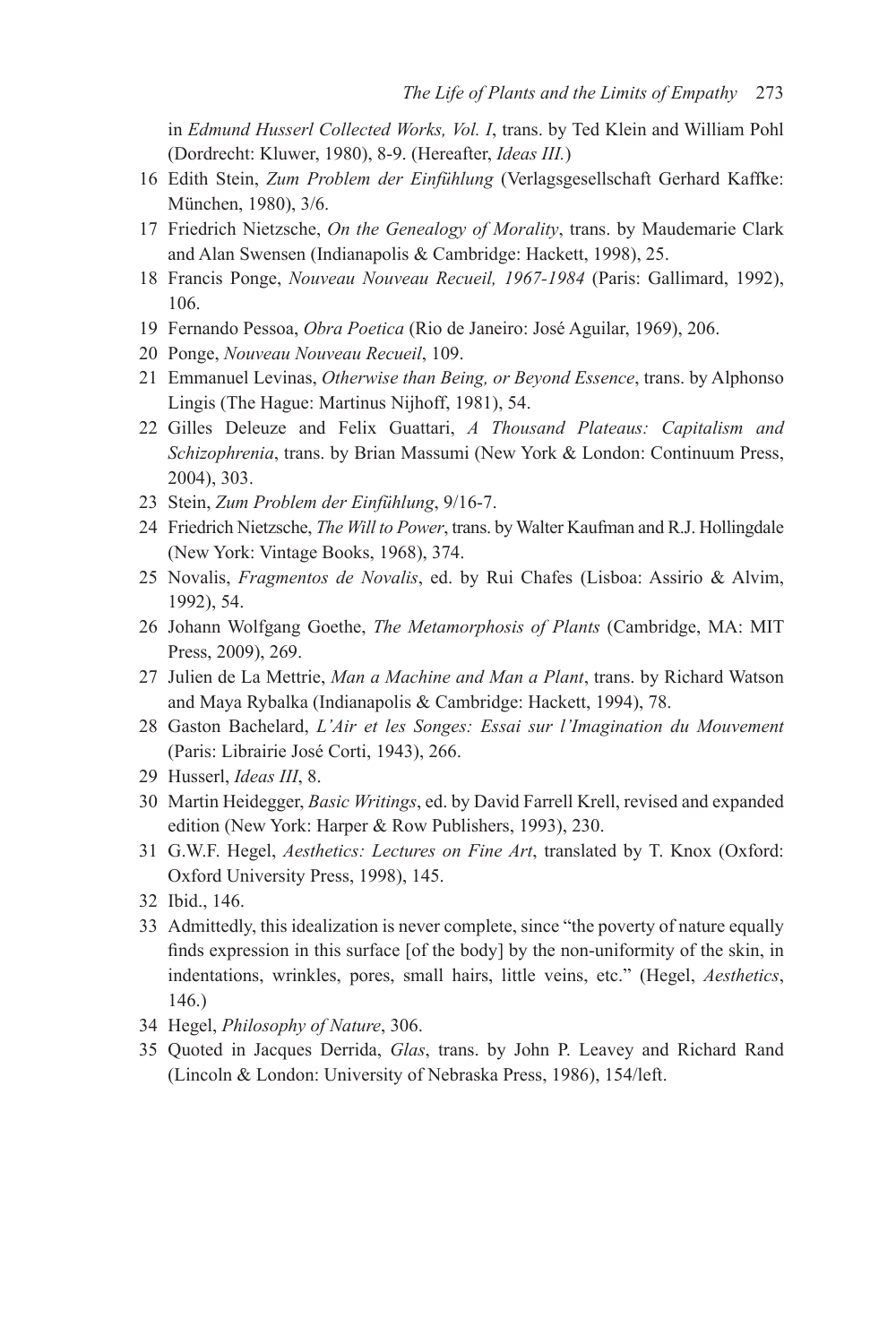in *Edmund Husserl Collected Works, Vol. I*, trans. by Ted Klein and William Pohl (Dordrecht: Kluwer, 1980), 8-9. (Hereafter, *Ideas III.*)

16 Edith Stein, *Zum Problem der Einfühlung* (Verlagsgesellschaft Gerhard Kaffke: München, 1980), 3/6.

17 Friedrich Nietzsche, *On the Genealogy of Morality*, trans. by Maudemarie Clark and Alan Swensen (Indianapolis & Cambridge: Hackett, 1998), 25.

18 Francis Ponge, *Nouveau Nouveau Recueil, 1967-1984* (Paris: Gallimard, 1992), 106.

19 Fernando Pessoa, *Obra Poetica* (Rio de Janeiro: José Aguilar, 1969), 206.

20 Ponge, *Nouveau Nouveau Recueil*, 109.

21 Emmanuel Levinas, *Otherwise than Being, or Beyond Essence*, trans. by Alphonso Lingis (The Hague: Martinus Nijhoff, 1981), 54.

22 Gilles Deleuze and Felix Guattari, *A Thousand Plateaus: Capitalism and Schizophrenia*, trans. by Brian Massumi (New York & London: Continuum Press, 2004), 303.

23 Stein, *Zum Problem der Einfühlung*, 9/16-7.

24 Friedrich Nietzsche, *The Will to Power*, trans. by Walter Kaufman and R.J. Hollingdale (New York: Vintage Books, 1968), 374.

25 Novalis, *Fragmentos de Novalis*, ed. by Rui Chafes (Lisboa: Assirio & Alvim, 1992), 54.

26 Johann Wolfgang Goethe, *The Metamorphosis of Plants* (Cambridge, MA: MIT Press, 2009), 269.

27 Julien de La Mettrie, *Man a Machine and Man a Plant*, trans. by Richard Watson and Maya Rybalka (Indianapolis & Cambridge: Hackett, 1994), 78.

28 Gaston Bachelard, *L'Air et les Songes: Essai sur l'Imagination du Mouvement* (Paris: Librairie José Corti, 1943), 266.

29 Husserl, *Ideas III*, 8.

30 Martin Heidegger, *Basic Writings*, ed. by David Farrell Krell, revised and expanded edition (New York: Harper & Row Publishers, 1993), 230.

31 G.W.F. Hegel, *Aesthetics: Lectures on Fine Art*, translated by T. Knox (Oxford: Oxford University Press, 1998), 145.

32 Ibid., 146.

33 Admittedly, this idealization is never complete, since "the poverty of nature equally finds expression in this surface [of the body] by the non-uniformity of the skin, in indentations, wrinkles, pores, small hairs, little veins, etc." (Hegel, *Aesthetics*, 146.)

34 Hegel, *Philosophy of Nature*, 306.

35 Quoted in Jacques Derrida, *Glas*, trans. by John P. Leavey and Richard Rand (Lincoln & London: University of Nebraska Press, 1986), 154/left.